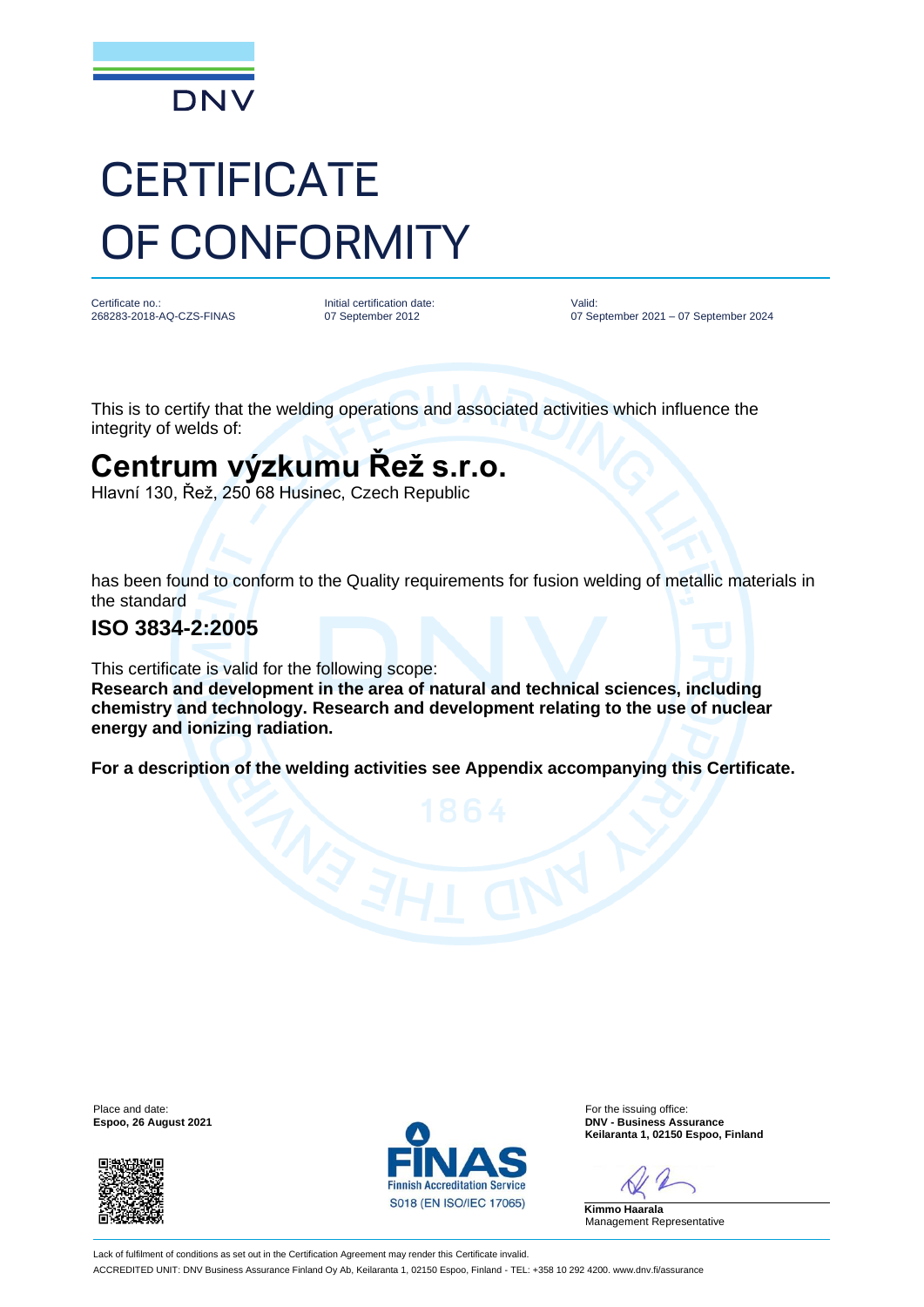DNV

# CERTIFICATE OF CONFORMITY

| Certificate no.: | Initial certification date: | Valid: |
| --- | --- | --- |
| 268283-2018-AQ-CZS-FINAS | 07 September 2012 | 07 September 2021 – 07 September 2024 |

This is to certify that the welding operations and associated activities which influence the integrity of welds of:

## Centrum výzkumu Řež s.r.o.

Hlavní 130, Řež, 250 68 Husinec, Czech Republic

has been found to conform to the Quality requirements for fusion welding of metallic materials in the standard

### ISO 3834-2:2005

This certificate is valid for the following scope:
**Research and development in the area of natural and technical sciences, including chemistry and technology. Research and development relating to the use of nuclear energy and ionizing radiation.**

**For a description of the welding activities see Appendix accompanying this Certificate.**

Place and date:
**Espoo, 26 August 2021**

FINAS
Finnish Accreditation Service
S018 (EN ISO/IEC 17065)

For the issuing office:
**DNV - Business Assurance**
**Keilaranta 1, 02150 Espoo, Finland**

**Kimmo Haarala**
Management Representative

Lack of fulfilment of conditions as set out in the Certification Agreement may render this Certificate invalid.
ACCREDITED UNIT: DNV Business Assurance Finland Oy Ab, Keilaranta 1, 02150 Espoo, Finland - TEL: +358 10 292 4200. www.dnv.fi/assurance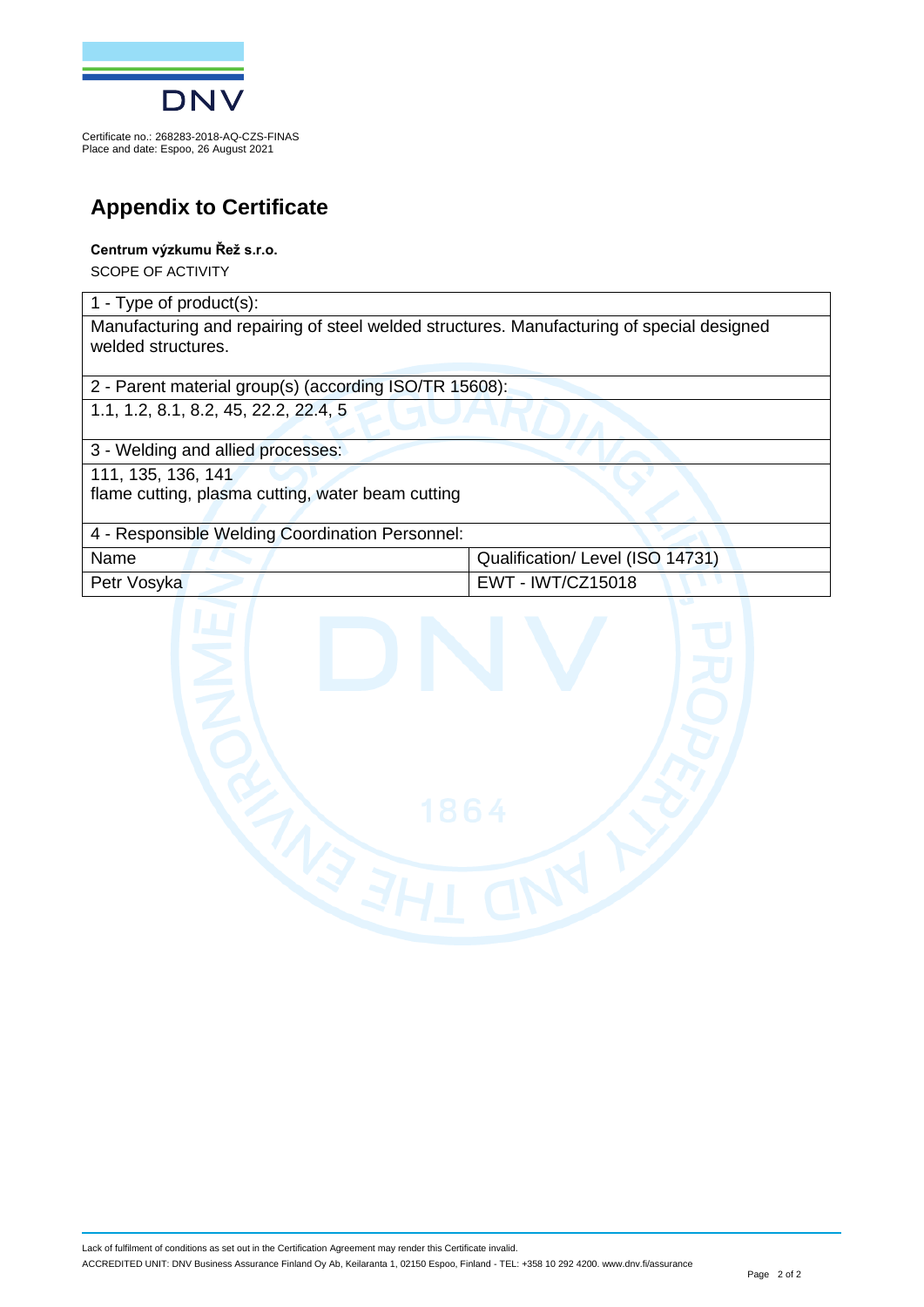Certificate no.: 268283-2018-AQ-CZS-FINAS
Place and date: Espoo, 26 August 2021

# Appendix to Certificate

**Centrum výzkumu Řež s.r.o.**

SCOPE OF ACTIVITY

| | |
|---|---|
| 1 - Type of product(s): | |
| Manufacturing and repairing of steel welded structures. Manufacturing of special designed welded structures. | |
| 2 - Parent material group(s) (according ISO/TR 15608): | |
| 1.1, 1.2, 8.1, 8.2, 45, 22.2, 22.4, 5 | |
| 3 - Welding and allied processes: | |
| 111, 135, 136, 141<br>flame cutting, plasma cutting, water beam cutting | |
| 4 - Responsible Welding Coordination Personnel: | |
| Name | Qualification/ Level (ISO 14731) |
| Petr Vosyka | EWT - IWT/CZ15018 |

Lack of fulfilment of conditions as set out in the Certification Agreement may render this Certificate invalid.

ACCREDITED UNIT: DNV Business Assurance Finland Oy Ab, Keilaranta 1, 02150 Espoo, Finland - TEL: +358 10 292 4200. www.dnv.fi/assurance